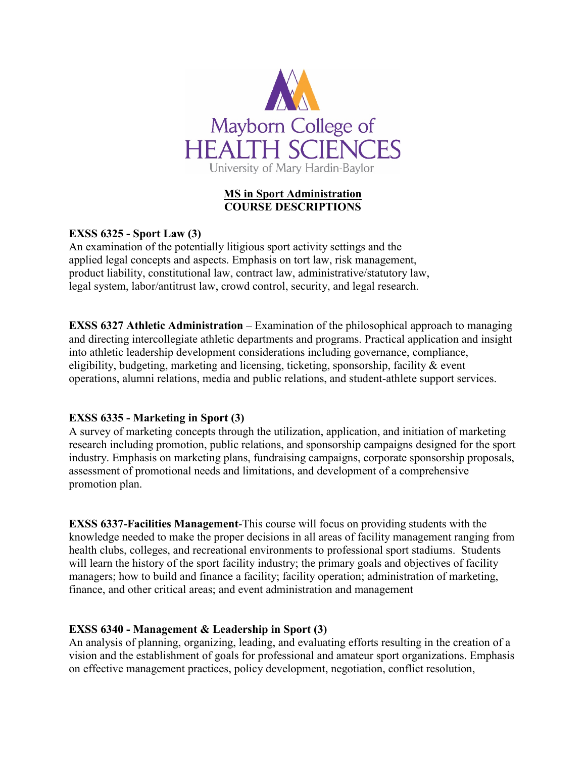Mayborn College of
HEALTH SCIENCES
University of Mary Hardin-Baylor

# MS in Sport Administration
## COURSE DESCRIPTIONS

**EXSS 6325 - Sport Law (3)**
An examination of the potentially litigious sport activity settings and the applied legal concepts and aspects. Emphasis on tort law, risk management, product liability, constitutional law, contract law, administrative/statutory law, legal system, labor/antitrust law, crowd control, security, and legal research.

**EXSS 6327 Athletic Administration** – Examination of the philosophical approach to managing and directing intercollegiate athletic departments and programs. Practical application and insight into athletic leadership development considerations including governance, compliance, eligibility, budgeting, marketing and licensing, ticketing, sponsorship, facility & event operations, alumni relations, media and public relations, and student-athlete support services.

**EXSS 6335 - Marketing in Sport (3)**
A survey of marketing concepts through the utilization, application, and initiation of marketing research including promotion, public relations, and sponsorship campaigns designed for the sport industry. Emphasis on marketing plans, fundraising campaigns, corporate sponsorship proposals, assessment of promotional needs and limitations, and development of a comprehensive promotion plan.

**EXSS 6337-Facilities Management**-This course will focus on providing students with the knowledge needed to make the proper decisions in all areas of facility management ranging from health clubs, colleges, and recreational environments to professional sport stadiums. Students will learn the history of the sport facility industry; the primary goals and objectives of facility managers; how to build and finance a facility; facility operation; administration of marketing, finance, and other critical areas; and event administration and management

**EXSS 6340 - Management & Leadership in Sport (3)**
An analysis of planning, organizing, leading, and evaluating efforts resulting in the creation of a vision and the establishment of goals for professional and amateur sport organizations. Emphasis on effective management practices, policy development, negotiation, conflict resolution,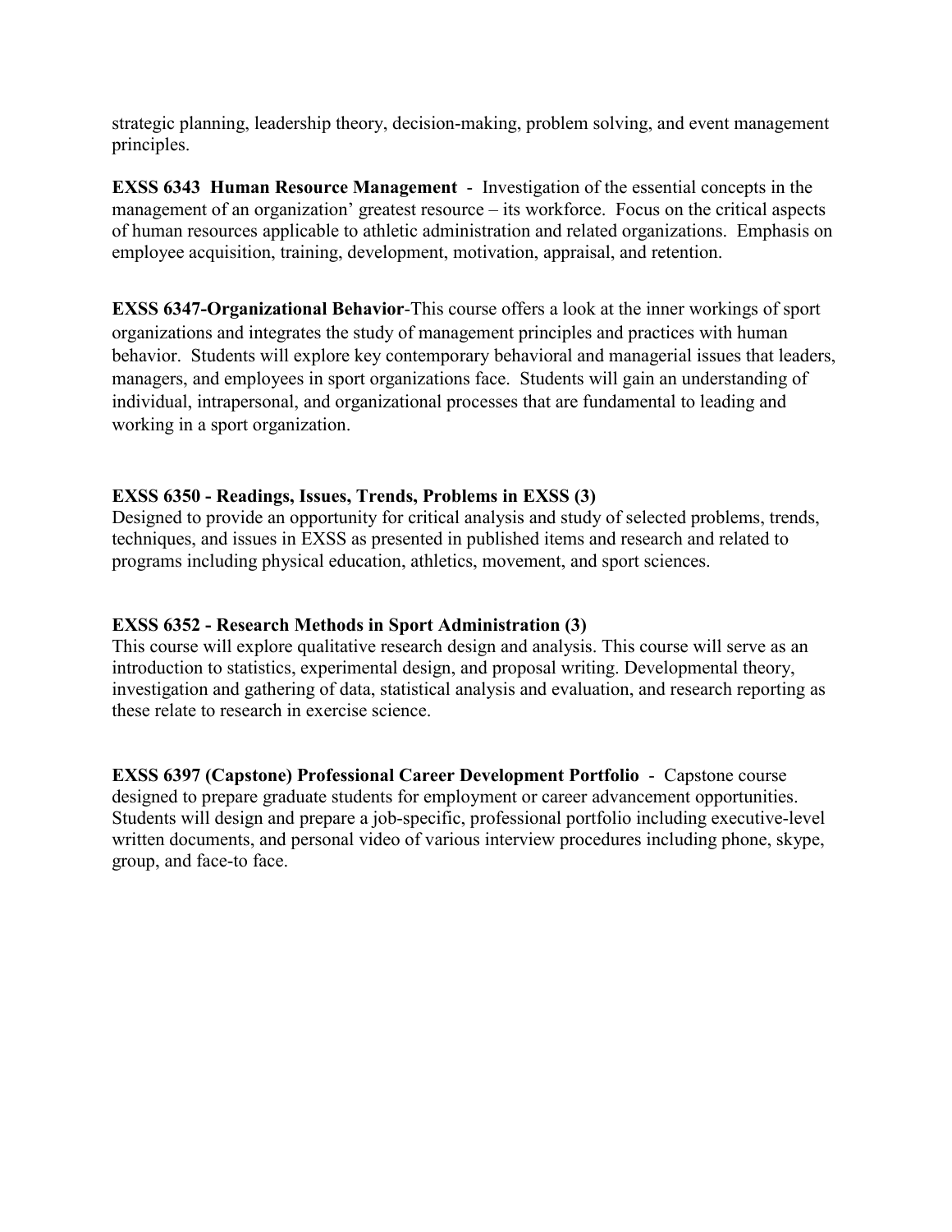strategic planning, leadership theory, decision-making, problem solving, and event management principles.

**EXSS 6343 Human Resource Management** - Investigation of the essential concepts in the management of an organization' greatest resource – its workforce. Focus on the critical aspects of human resources applicable to athletic administration and related organizations. Emphasis on employee acquisition, training, development, motivation, appraisal, and retention.

**EXSS 6347-Organizational Behavior**-This course offers a look at the inner workings of sport organizations and integrates the study of management principles and practices with human behavior. Students will explore key contemporary behavioral and managerial issues that leaders, managers, and employees in sport organizations face. Students will gain an understanding of individual, intrapersonal, and organizational processes that are fundamental to leading and working in a sport organization.

**EXSS 6350 - Readings, Issues, Trends, Problems in EXSS (3)**
Designed to provide an opportunity for critical analysis and study of selected problems, trends, techniques, and issues in EXSS as presented in published items and research and related to programs including physical education, athletics, movement, and sport sciences.

**EXSS 6352 - Research Methods in Sport Administration (3)**
This course will explore qualitative research design and analysis. This course will serve as an introduction to statistics, experimental design, and proposal writing. Developmental theory, investigation and gathering of data, statistical analysis and evaluation, and research reporting as these relate to research in exercise science.

**EXSS 6397 (Capstone) Professional Career Development Portfolio** - Capstone course designed to prepare graduate students for employment or career advancement opportunities. Students will design and prepare a job-specific, professional portfolio including executive-level written documents, and personal video of various interview procedures including phone, skype, group, and face-to face.